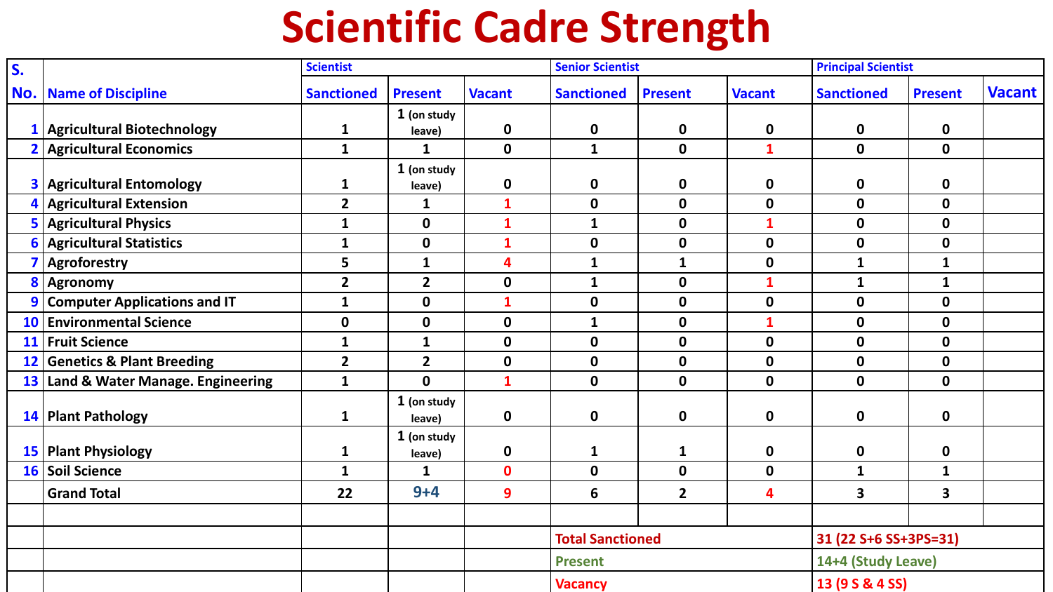# Scientific Cadre Strength

| S. No. | Name of Discipline | Scientist | | | Senior Scientist | | | Principal Scientist | | |
|---|---|---|---|---|---|---|---|---|---|---|
| | | Sanctioned | Present | Vacant | Sanctioned | Present | Vacant | Sanctioned | Present | Vacant |
| 1 | Agricultural Biotechnology | 1 | 1 (on study leave) | 0 | 0 | 0 | 0 | 0 | 0 | |
| 2 | Agricultural Economics | 1 | 1 | 0 | 1 | 0 | 1 | 0 | 0 | |
| 3 | Agricultural Entomology | 1 | 1 (on study leave) | 0 | 0 | 0 | 0 | 0 | 0 | |
| 4 | Agricultural Extension | 2 | 1 | 1 | 0 | 0 | 0 | 0 | 0 | |
| 5 | Agricultural Physics | 1 | 0 | 1 | 1 | 0 | 1 | 0 | 0 | |
| 6 | Agricultural Statistics | 1 | 0 | 1 | 0 | 0 | 0 | 0 | 0 | |
| 7 | Agroforestry | 5 | 1 | 4 | 1 | 1 | 0 | 1 | 1 | |
| 8 | Agronomy | 2 | 2 | 0 | 1 | 0 | 1 | 1 | 1 | |
| 9 | Computer Applications and IT | 1 | 0 | 1 | 0 | 0 | 0 | 0 | 0 | |
| 10 | Environmental Science | 0 | 0 | 0 | 1 | 0 | 1 | 0 | 0 | |
| 11 | Fruit Science | 1 | 1 | 0 | 0 | 0 | 0 | 0 | 0 | |
| 12 | Genetics & Plant Breeding | 2 | 2 | 0 | 0 | 0 | 0 | 0 | 0 | |
| 13 | Land & Water Manage. Engineering | 1 | 0 | 1 | 0 | 0 | 0 | 0 | 0 | |
| 14 | Plant Pathology | 1 | 1 (on study leave) | 0 | 0 | 0 | 0 | 0 | 0 | |
| 15 | Plant Physiology | 1 | 1 (on study leave) | 0 | 1 | 1 | 0 | 0 | 0 | |
| 16 | Soil Science | 1 | 1 | 0 | 0 | 0 | 0 | 1 | 1 | |
| | Grand Total | 22 | 9+4 | 9 | 6 | 2 | 4 | 3 | 3 | |
| | | | | | | | | | | |
| | | | | | Total Sanctioned | | | 31 (22 S+6 SS+3PS=31) | | |
| | | | | | Present | | | 14+4 (Study Leave) | | |
| | | | | | Vacancy | | | 13 (9 S & 4 SS) | | |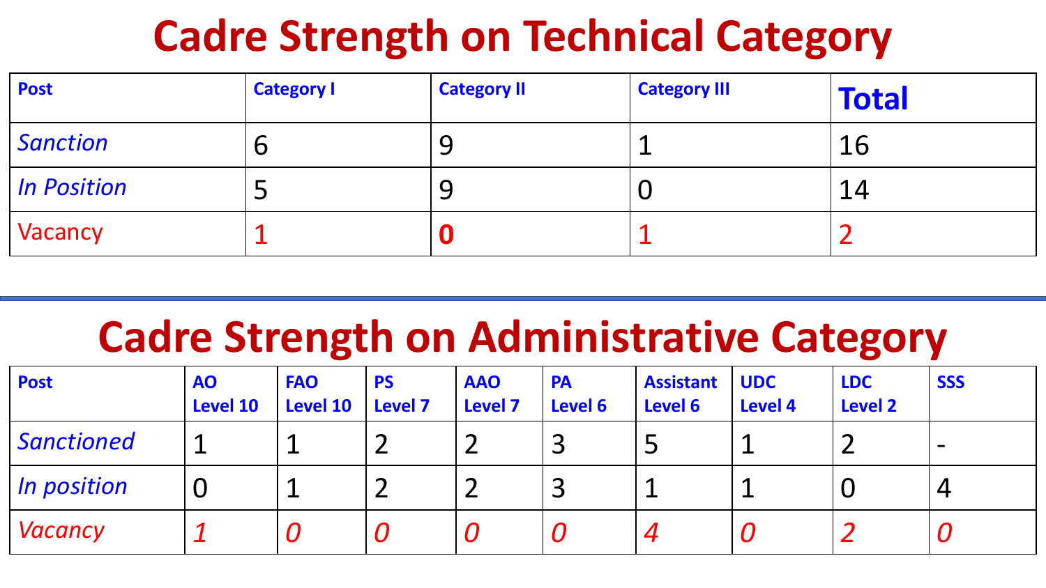# Cadre Strength on Technical Category

| Post | Category I | Category II | Category III | Total |
|---|---|---|---|---|
| *Sanction* | 6 | 9 | 1 | 16 |
| *In Position* | 5 | 9 | 0 | 14 |
| Vacancy | 1 | **0** | 1 | 2 |

# Cadre Strength on Administrative Category

| Post | AO Level 10 | FAO Level 10 | PS Level 7 | AAO Level 7 | PA Level 6 | Assistant Level 6 | UDC Level 4 | LDC Level 2 | SSS |
|---|---|---|---|---|---|---|---|---|---|
| *Sanctioned* | 1 | 1 | 2 | 2 | 3 | 5 | 1 | 2 | - |
| *In position* | 0 | 1 | 2 | 2 | 3 | 1 | 1 | 0 | 4 |
| *Vacancy* | *1* | *0* | *0* | *0* | *0* | *4* | *0* | *2* | *0* |